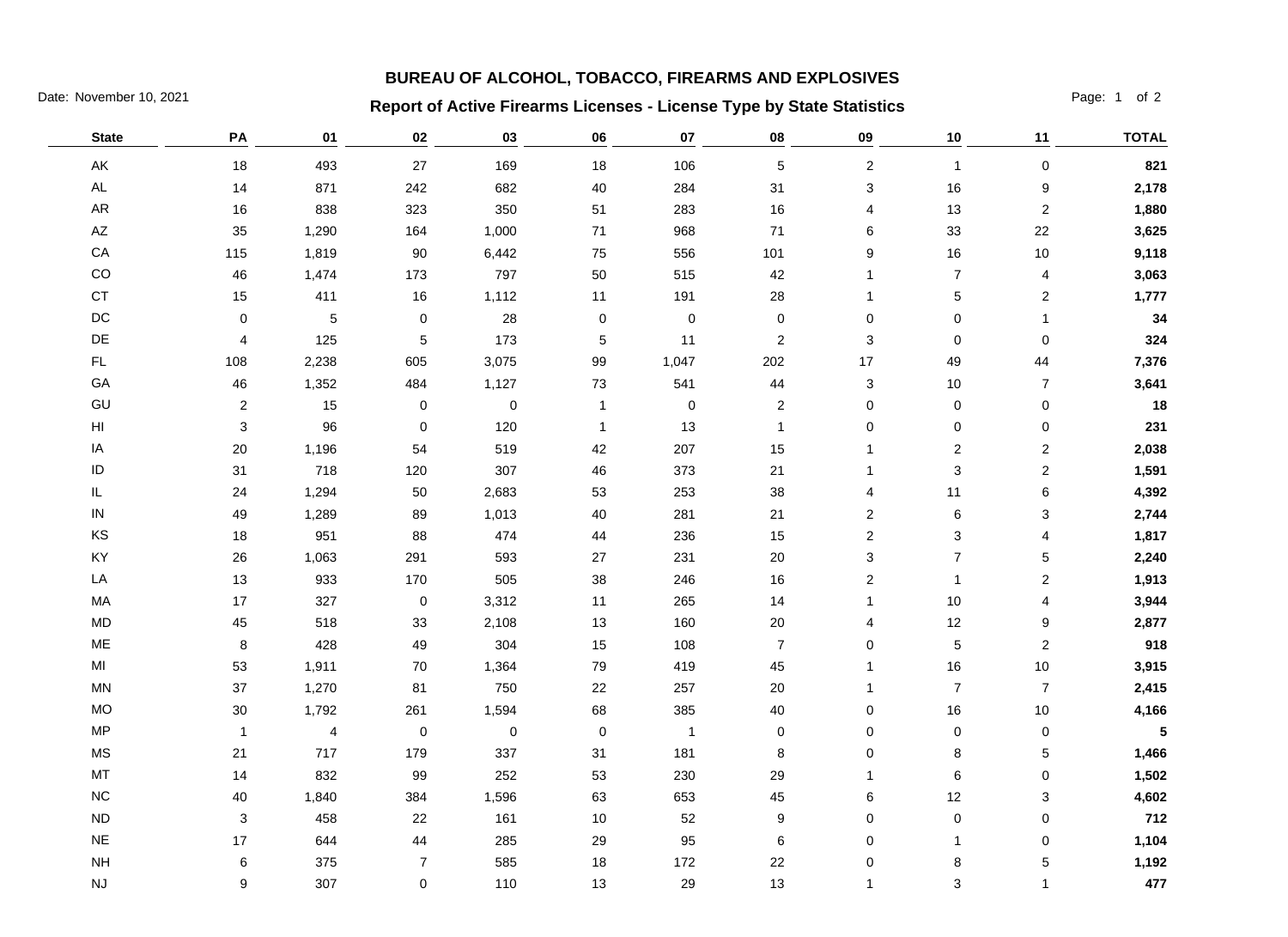# BUREAU OF ALCOHOL, TOBACCO, FIREARMS AND EXPLOSIVES

Date: November 10, 2021

## Report of Active Firearms Licenses - License Type by State Statistics

| State | PA | 01 | 02 | 03 | 06 | 07 | 08 | 09 | 10 | 11 | TOTAL |
|---|---|---|---|---|---|---|---|---|---|---|---|
| AK | 18 | 493 | 27 | 169 | 18 | 106 | 5 | 2 | 1 | 0 | **821** |
| AL | 14 | 871 | 242 | 682 | 40 | 284 | 31 | 3 | 16 | 9 | **2,178** |
| AR | 16 | 838 | 323 | 350 | 51 | 283 | 16 | 4 | 13 | 2 | **1,880** |
| AZ | 35 | 1,290 | 164 | 1,000 | 71 | 968 | 71 | 6 | 33 | 22 | **3,625** |
| CA | 115 | 1,819 | 90 | 6,442 | 75 | 556 | 101 | 9 | 16 | 10 | **9,118** |
| CO | 46 | 1,474 | 173 | 797 | 50 | 515 | 42 | 1 | 7 | 4 | **3,063** |
| CT | 15 | 411 | 16 | 1,112 | 11 | 191 | 28 | 1 | 5 | 2 | **1,777** |
| DC | 0 | 5 | 0 | 28 | 0 | 0 | 0 | 0 | 0 | 1 | **34** |
| DE | 4 | 125 | 5 | 173 | 5 | 11 | 2 | 3 | 0 | 0 | **324** |
| FL | 108 | 2,238 | 605 | 3,075 | 99 | 1,047 | 202 | 17 | 49 | 44 | **7,376** |
| GA | 46 | 1,352 | 484 | 1,127 | 73 | 541 | 44 | 3 | 10 | 7 | **3,641** |
| GU | 2 | 15 | 0 | 0 | 1 | 0 | 2 | 0 | 0 | 0 | **18** |
| HI | 3 | 96 | 0 | 120 | 1 | 13 | 1 | 0 | 0 | 0 | **231** |
| IA | 20 | 1,196 | 54 | 519 | 42 | 207 | 15 | 1 | 2 | 2 | **2,038** |
| ID | 31 | 718 | 120 | 307 | 46 | 373 | 21 | 1 | 3 | 2 | **1,591** |
| IL | 24 | 1,294 | 50 | 2,683 | 53 | 253 | 38 | 4 | 11 | 6 | **4,392** |
| IN | 49 | 1,289 | 89 | 1,013 | 40 | 281 | 21 | 2 | 6 | 3 | **2,744** |
| KS | 18 | 951 | 88 | 474 | 44 | 236 | 15 | 2 | 3 | 4 | **1,817** |
| KY | 26 | 1,063 | 291 | 593 | 27 | 231 | 20 | 3 | 7 | 5 | **2,240** |
| LA | 13 | 933 | 170 | 505 | 38 | 246 | 16 | 2 | 1 | 2 | **1,913** |
| MA | 17 | 327 | 0 | 3,312 | 11 | 265 | 14 | 1 | 10 | 4 | **3,944** |
| MD | 45 | 518 | 33 | 2,108 | 13 | 160 | 20 | 4 | 12 | 9 | **2,877** |
| ME | 8 | 428 | 49 | 304 | 15 | 108 | 7 | 0 | 5 | 2 | **918** |
| MI | 53 | 1,911 | 70 | 1,364 | 79 | 419 | 45 | 1 | 16 | 10 | **3,915** |
| MN | 37 | 1,270 | 81 | 750 | 22 | 257 | 20 | 1 | 7 | 7 | **2,415** |
| MO | 30 | 1,792 | 261 | 1,594 | 68 | 385 | 40 | 0 | 16 | 10 | **4,166** |
| MP | 1 | 4 | 0 | 0 | 0 | 1 | 0 | 0 | 0 | 0 | **5** |
| MS | 21 | 717 | 179 | 337 | 31 | 181 | 8 | 0 | 8 | 5 | **1,466** |
| MT | 14 | 832 | 99 | 252 | 53 | 230 | 29 | 1 | 6 | 0 | **1,502** |
| NC | 40 | 1,840 | 384 | 1,596 | 63 | 653 | 45 | 6 | 12 | 3 | **4,602** |
| ND | 3 | 458 | 22 | 161 | 10 | 52 | 9 | 0 | 0 | 0 | **712** |
| NE | 17 | 644 | 44 | 285 | 29 | 95 | 6 | 0 | 1 | 0 | **1,104** |
| NH | 6 | 375 | 7 | 585 | 18 | 172 | 22 | 0 | 8 | 5 | **1,192** |
| NJ | 9 | 307 | 0 | 110 | 13 | 29 | 13 | 1 | 3 | 1 | **477** |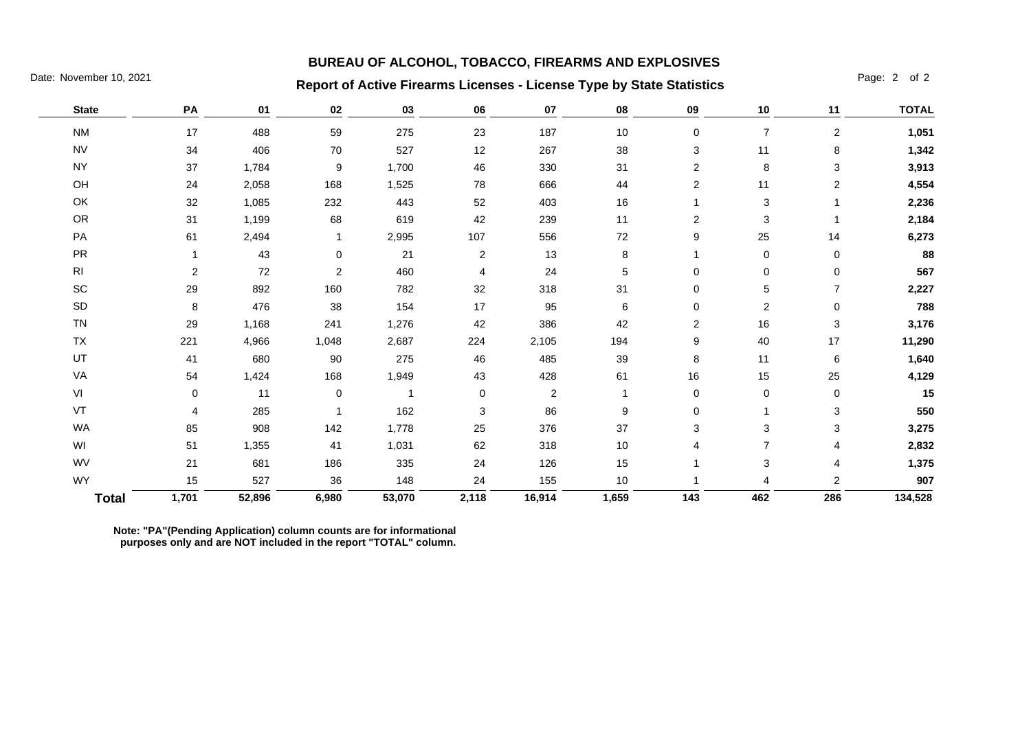**BUREAU OF ALCOHOL, TOBACCO, FIREARMS AND EXPLOSIVES**

Date: November 10, 2021

**Report of Active Firearms Licenses - License Type by State Statistics**

| State | PA | 01 | 02 | 03 | 06 | 07 | 08 | 09 | 10 | 11 | TOTAL |
|---|---|---|---|---|---|---|---|---|---|---|---|
| NM | 17 | 488 | 59 | 275 | 23 | 187 | 10 | 0 | 7 | 2 | **1,051** |
| NV | 34 | 406 | 70 | 527 | 12 | 267 | 38 | 3 | 11 | 8 | **1,342** |
| NY | 37 | 1,784 | 9 | 1,700 | 46 | 330 | 31 | 2 | 8 | 3 | **3,913** |
| OH | 24 | 2,058 | 168 | 1,525 | 78 | 666 | 44 | 2 | 11 | 2 | **4,554** |
| OK | 32 | 1,085 | 232 | 443 | 52 | 403 | 16 | 1 | 3 | 1 | **2,236** |
| OR | 31 | 1,199 | 68 | 619 | 42 | 239 | 11 | 2 | 3 | 1 | **2,184** |
| PA | 61 | 2,494 | 1 | 2,995 | 107 | 556 | 72 | 9 | 25 | 14 | **6,273** |
| PR | 1 | 43 | 0 | 21 | 2 | 13 | 8 | 1 | 0 | 0 | **88** |
| RI | 2 | 72 | 2 | 460 | 4 | 24 | 5 | 0 | 0 | 0 | **567** |
| SC | 29 | 892 | 160 | 782 | 32 | 318 | 31 | 0 | 5 | 7 | **2,227** |
| SD | 8 | 476 | 38 | 154 | 17 | 95 | 6 | 0 | 2 | 0 | **788** |
| TN | 29 | 1,168 | 241 | 1,276 | 42 | 386 | 42 | 2 | 16 | 3 | **3,176** |
| TX | 221 | 4,966 | 1,048 | 2,687 | 224 | 2,105 | 194 | 9 | 40 | 17 | **11,290** |
| UT | 41 | 680 | 90 | 275 | 46 | 485 | 39 | 8 | 11 | 6 | **1,640** |
| VA | 54 | 1,424 | 168 | 1,949 | 43 | 428 | 61 | 16 | 15 | 25 | **4,129** |
| VI | 0 | 11 | 0 | 1 | 0 | 2 | 1 | 0 | 0 | 0 | **15** |
| VT | 4 | 285 | 1 | 162 | 3 | 86 | 9 | 0 | 1 | 3 | **550** |
| WA | 85 | 908 | 142 | 1,778 | 25 | 376 | 37 | 3 | 3 | 3 | **3,275** |
| WI | 51 | 1,355 | 41 | 1,031 | 62 | 318 | 10 | 4 | 7 | 4 | **2,832** |
| WV | 21 | 681 | 186 | 335 | 24 | 126 | 15 | 1 | 3 | 4 | **1,375** |
| WY | 15 | 527 | 36 | 148 | 24 | 155 | 10 | 1 | 4 | 2 | **907** |
| **Total** | **1,701** | **52,896** | **6,980** | **53,070** | **2,118** | **16,914** | **1,659** | **143** | **462** | **286** | **134,528** |

**Note: "PA"(Pending Application) column counts are for informational purposes only and are NOT included in the report "TOTAL" column.**